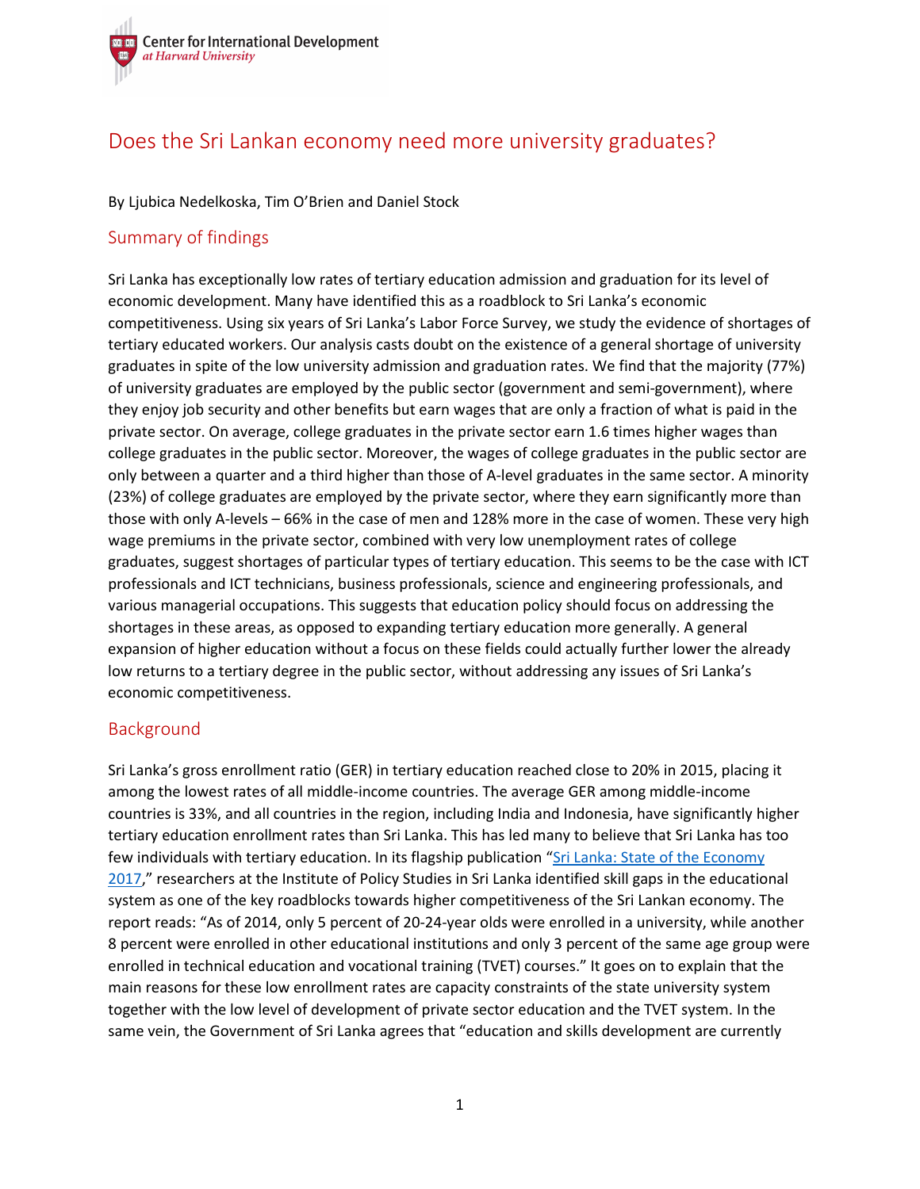Center for International Development
*at Harvard University*

# Does the Sri Lankan economy need more university graduates?

By Ljubica Nedelkoska, Tim O'Brien and Daniel Stock

## Summary of findings

Sri Lanka has exceptionally low rates of tertiary education admission and graduation for its level of economic development. Many have identified this as a roadblock to Sri Lanka's economic competitiveness. Using six years of Sri Lanka's Labor Force Survey, we study the evidence of shortages of tertiary educated workers. Our analysis casts doubt on the existence of a general shortage of university graduates in spite of the low university admission and graduation rates. We find that the majority (77%) of university graduates are employed by the public sector (government and semi-government), where they enjoy job security and other benefits but earn wages that are only a fraction of what is paid in the private sector. On average, college graduates in the private sector earn 1.6 times higher wages than college graduates in the public sector. Moreover, the wages of college graduates in the public sector are only between a quarter and a third higher than those of A-level graduates in the same sector. A minority (23%) of college graduates are employed by the private sector, where they earn significantly more than those with only A-levels – 66% in the case of men and 128% more in the case of women. These very high wage premiums in the private sector, combined with very low unemployment rates of college graduates, suggest shortages of particular types of tertiary education. This seems to be the case with ICT professionals and ICT technicians, business professionals, science and engineering professionals, and various managerial occupations. This suggests that education policy should focus on addressing the shortages in these areas, as opposed to expanding tertiary education more generally. A general expansion of higher education without a focus on these fields could actually further lower the already low returns to a tertiary degree in the public sector, without addressing any issues of Sri Lanka's economic competitiveness.

## Background

Sri Lanka's gross enrollment ratio (GER) in tertiary education reached close to 20% in 2015, placing it among the lowest rates of all middle-income countries. The average GER among middle-income countries is 33%, and all countries in the region, including India and Indonesia, have significantly higher tertiary education enrollment rates than Sri Lanka. This has led many to believe that Sri Lanka has too few individuals with tertiary education. In its flagship publication "Sri Lanka: State of the Economy 2017," researchers at the Institute of Policy Studies in Sri Lanka identified skill gaps in the educational system as one of the key roadblocks towards higher competitiveness of the Sri Lankan economy. The report reads: "As of 2014, only 5 percent of 20-24-year olds were enrolled in a university, while another 8 percent were enrolled in other educational institutions and only 3 percent of the same age group were enrolled in technical education and vocational training (TVET) courses." It goes on to explain that the main reasons for these low enrollment rates are capacity constraints of the state university system together with the low level of development of private sector education and the TVET system. In the same vein, the Government of Sri Lanka agrees that "education and skills development are currently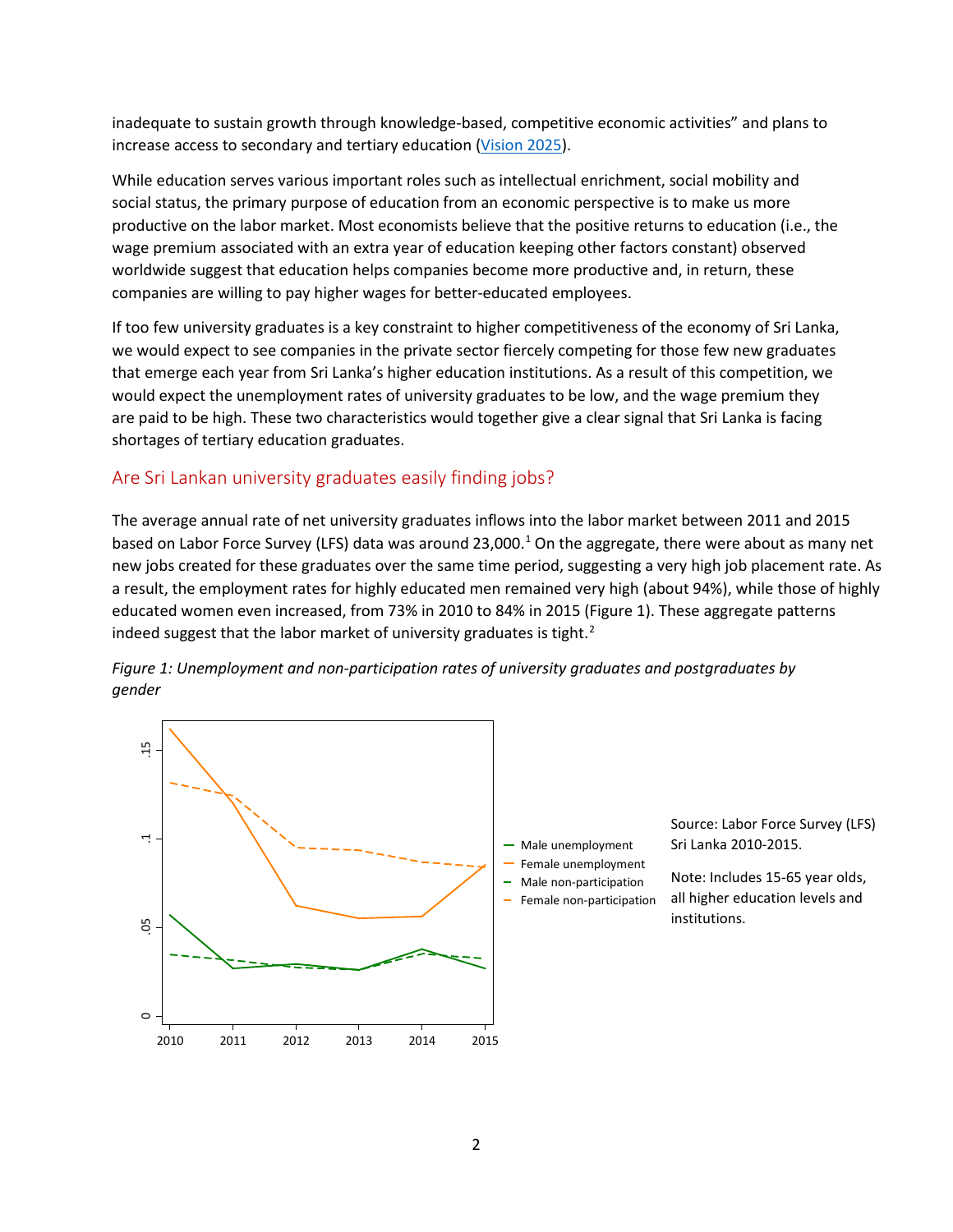inadequate to sustain growth through knowledge-based, competitive economic activities" and plans to increase access to secondary and tertiary education ([Vision 2025](Vision 2025)).

While education serves various important roles such as intellectual enrichment, social mobility and social status, the primary purpose of education from an economic perspective is to make us more productive on the labor market. Most economists believe that the positive returns to education (i.e., the wage premium associated with an extra year of education keeping other factors constant) observed worldwide suggest that education helps companies become more productive and, in return, these companies are willing to pay higher wages for better-educated employees.

If too few university graduates is a key constraint to higher competitiveness of the economy of Sri Lanka, we would expect to see companies in the private sector fiercely competing for those few new graduates that emerge each year from Sri Lanka's higher education institutions. As a result of this competition, we would expect the unemployment rates of university graduates to be low, and the wage premium they are paid to be high. These two characteristics would together give a clear signal that Sri Lanka is facing shortages of tertiary education graduates.

## Are Sri Lankan university graduates easily finding jobs?

The average annual rate of net university graduates inflows into the labor market between 2011 and 2015 based on Labor Force Survey (LFS) data was around 23,000.[1] On the aggregate, there were about as many net new jobs created for these graduates over the same time period, suggesting a very high job placement rate. As a result, the employment rates for highly educated men remained very high (about 94%), while those of highly educated women even increased, from 73% in 2010 to 84% in 2015 (Figure 1). These aggregate patterns indeed suggest that the labor market of university graduates is tight.[2]

*Figure 1: Unemployment and non-participation rates of university graduates and postgraduates by gender*

Source: Labor Force Survey (LFS) Sri Lanka 2010-2015.

Note: Includes 15-65 year olds, all higher education levels and institutions.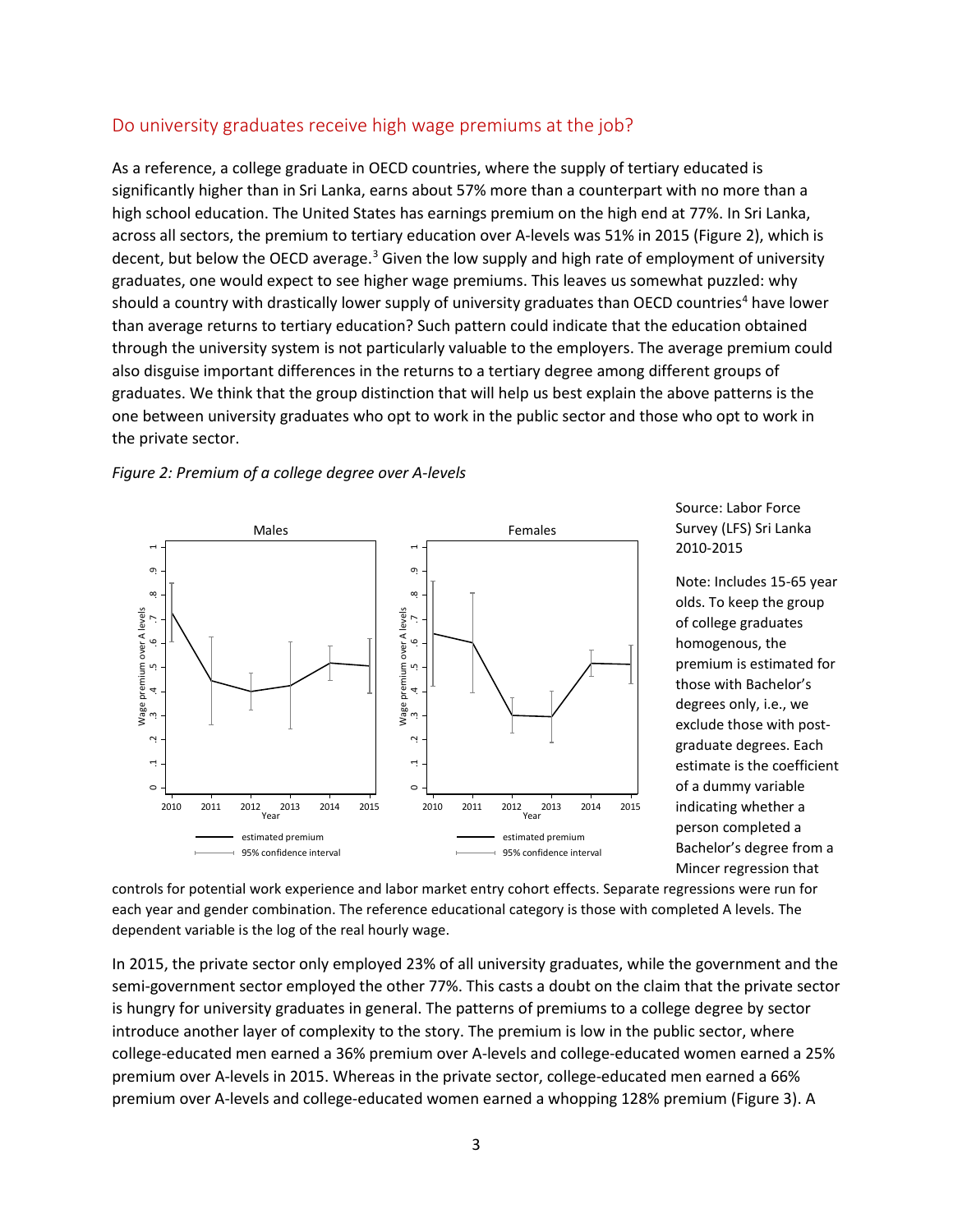## Do university graduates receive high wage premiums at the job?

As a reference, a college graduate in OECD countries, where the supply of tertiary educated is significantly higher than in Sri Lanka, earns about 57% more than a counterpart with no more than a high school education. The United States has earnings premium on the high end at 77%. In Sri Lanka, across all sectors, the premium to tertiary education over A-levels was 51% in 2015 (Figure 2), which is decent, but below the OECD average.[3] Given the low supply and high rate of employment of university graduates, one would expect to see higher wage premiums. This leaves us somewhat puzzled: why should a country with drastically lower supply of university graduates than OECD countries[4] have lower than average returns to tertiary education? Such pattern could indicate that the education obtained through the university system is not particularly valuable to the employers. The average premium could also disguise important differences in the returns to a tertiary degree among different groups of graduates. We think that the group distinction that will help us best explain the above patterns is the one between university graduates who opt to work in the public sector and those who opt to work in the private sector.

*Figure 2: Premium of a college degree over A-levels*

Source: Labor Force Survey (LFS) Sri Lanka 2010-2015

Note: Includes 15-65 year olds. To keep the group of college graduates homogenous, the premium is estimated for those with Bachelor's degrees only, i.e., we exclude those with post-graduate degrees. Each estimate is the coefficient of a dummy variable indicating whether a person completed a Bachelor's degree from a Mincer regression that controls for potential work experience and labor market entry cohort effects. Separate regressions were run for each year and gender combination. The reference educational category is those with completed A levels. The dependent variable is the log of the real hourly wage.

In 2015, the private sector only employed 23% of all university graduates, while the government and the semi-government sector employed the other 77%. This casts a doubt on the claim that the private sector is hungry for university graduates in general. The patterns of premiums to a college degree by sector introduce another layer of complexity to the story. The premium is low in the public sector, where college-educated men earned a 36% premium over A-levels and college-educated women earned a 25% premium over A-levels in 2015. Whereas in the private sector, college-educated men earned a 66% premium over A-levels and college-educated women earned a whopping 128% premium (Figure 3). A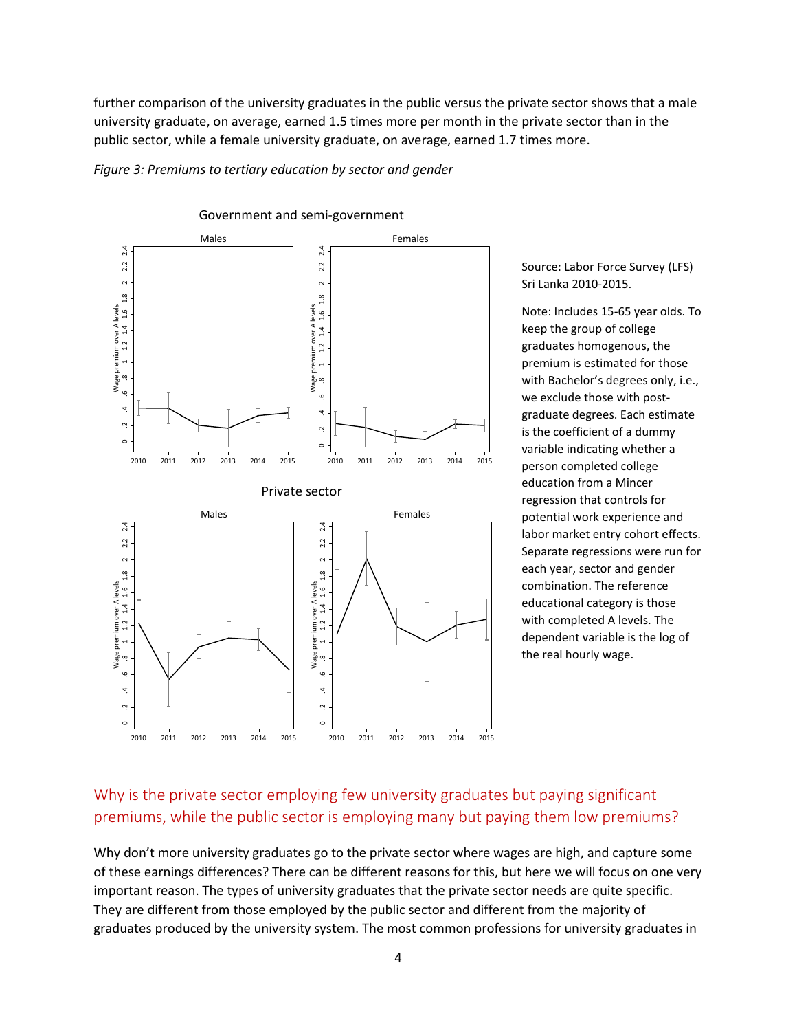further comparison of the university graduates in the public versus the private sector shows that a male university graduate, on average, earned 1.5 times more per month in the private sector than in the public sector, while a female university graduate, on average, earned 1.7 times more.

*Figure 3: Premiums to tertiary education by sector and gender*

Source: Labor Force Survey (LFS) Sri Lanka 2010-2015.

Note: Includes 15-65 year olds. To keep the group of college graduates homogenous, the premium is estimated for those with Bachelor's degrees only, i.e., we exclude those with post-graduate degrees. Each estimate is the coefficient of a dummy variable indicating whether a person completed college education from a Mincer regression that controls for potential work experience and labor market entry cohort effects. Separate regressions were run for each year, sector and gender combination. The reference educational category is those with completed A levels. The dependent variable is the log of the real hourly wage.

## Why is the private sector employing few university graduates but paying significant premiums, while the public sector is employing many but paying them low premiums?

Why don't more university graduates go to the private sector where wages are high, and capture some of these earnings differences? There can be different reasons for this, but here we will focus on one very important reason. The types of university graduates that the private sector needs are quite specific. They are different from those employed by the public sector and different from the majority of graduates produced by the university system. The most common professions for university graduates in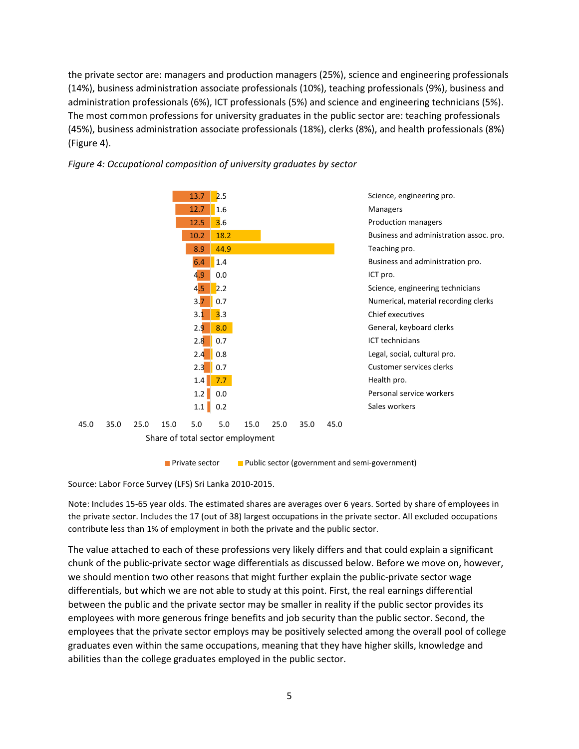the private sector are: managers and production managers (25%), science and engineering professionals (14%), business administration associate professionals (10%), teaching professionals (9%), business and administration professionals (6%), ICT professionals (5%) and science and engineering technicians (5%). The most common professions for university graduates in the public sector are: teaching professionals (45%), business administration associate professionals (18%), clerks (8%), and health professionals (8%) (Figure 4).

*Figure 4: Occupational composition of university graduates by sector*

| Occupation | Private sector | Public sector (government and semi-government) |
|---|---|---|
| Science, engineering pro. | 13.7 | 2.5 |
| Managers | 12.7 | 1.6 |
| Production managers | 12.5 | 3.6 |
| Business and administration assoc. pro. | 10.2 | 18.2 |
| Teaching pro. | 8.9 | 44.9 |
| Business and administration pro. | 6.4 | 1.4 |
| ICT pro. | 4.9 | 0.0 |
| Science, engineering technicians | 4.5 | 2.2 |
| Numerical, material recording clerks | 3.7 | 0.7 |
| Chief executives | 3.1 | 3.3 |
| General, keyboard clerks | 2.9 | 8.0 |
| ICT technicians | 2.8 | 0.7 |
| Legal, social, cultural pro. | 2.4 | 0.8 |
| Customer services clerks | 2.3 | 0.7 |
| Health pro. | 1.4 | 7.7 |
| Personal service workers | 1.2 | 0.0 |
| Sales workers | 1.1 | 0.2 |

Share of total sector employment

Source: Labor Force Survey (LFS) Sri Lanka 2010-2015.

Note: Includes 15-65 year olds. The estimated shares are averages over 6 years. Sorted by share of employees in the private sector. Includes the 17 (out of 38) largest occupations in the private sector. All excluded occupations contribute less than 1% of employment in both the private and the public sector.

The value attached to each of these professions very likely differs and that could explain a significant chunk of the public-private sector wage differentials as discussed below. Before we move on, however, we should mention two other reasons that might further explain the public-private sector wage differentials, but which we are not able to study at this point. First, the real earnings differential between the public and the private sector may be smaller in reality if the public sector provides its employees with more generous fringe benefits and job security than the public sector. Second, the employees that the private sector employs may be positively selected among the overall pool of college graduates even within the same occupations, meaning that they have higher skills, knowledge and abilities than the college graduates employed in the public sector.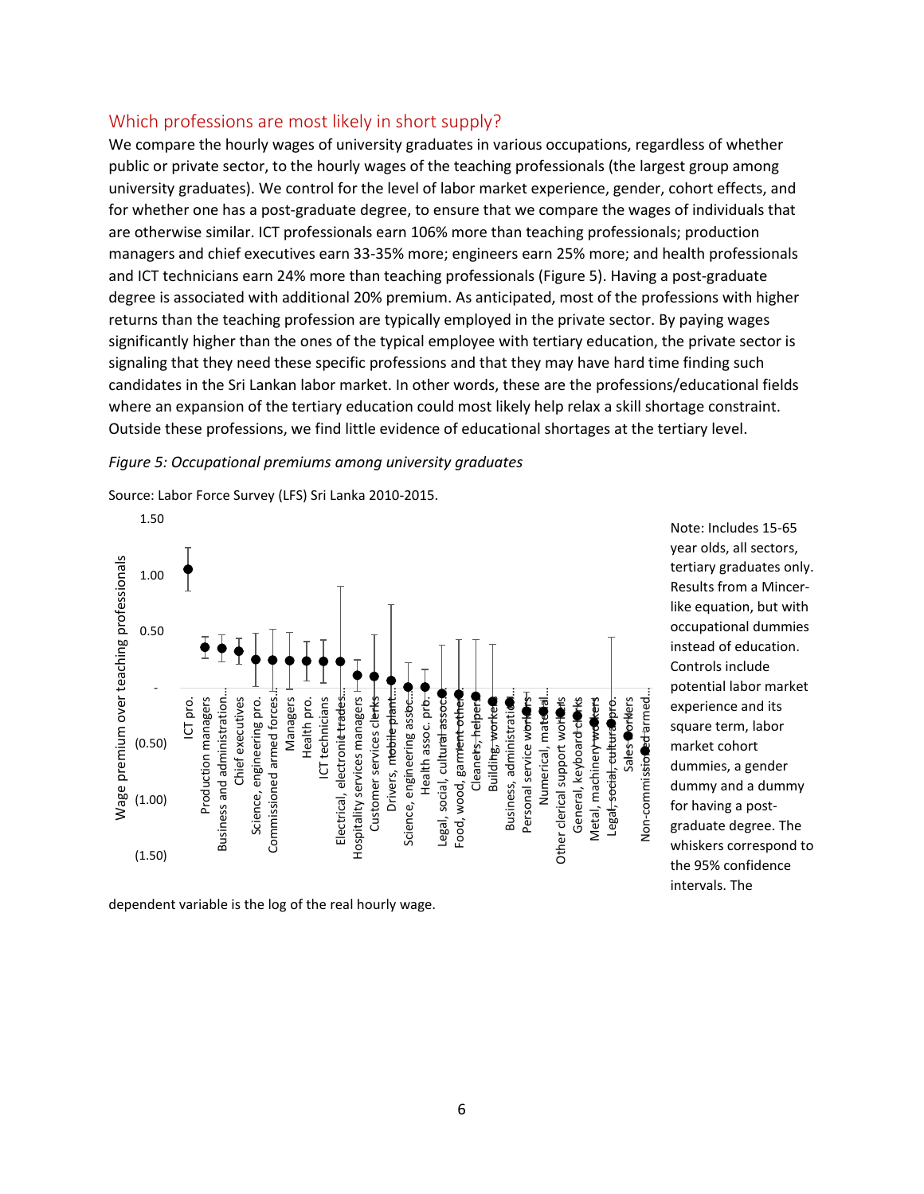## Which professions are most likely in short supply?

We compare the hourly wages of university graduates in various occupations, regardless of whether public or private sector, to the hourly wages of the teaching professionals (the largest group among university graduates). We control for the level of labor market experience, gender, cohort effects, and for whether one has a post-graduate degree, to ensure that we compare the wages of individuals that are otherwise similar. ICT professionals earn 106% more than teaching professionals; production managers and chief executives earn 33-35% more; engineers earn 25% more; and health professionals and ICT technicians earn 24% more than teaching professionals (Figure 5). Having a post-graduate degree is associated with additional 20% premium. As anticipated, most of the professions with higher returns than the teaching profession are typically employed in the private sector. By paying wages significantly higher than the ones of the typical employee with tertiary education, the private sector is signaling that they need these specific professions and that they may have hard time finding such candidates in the Sri Lankan labor market. In other words, these are the professions/educational fields where an expansion of the tertiary education could most likely help relax a skill shortage constraint. Outside these professions, we find little evidence of educational shortages at the tertiary level.

*Figure 5: Occupational premiums among university graduates*

Source: Labor Force Survey (LFS) Sri Lanka 2010-2015.

Note: Includes 15-65 year olds, all sectors, tertiary graduates only. Results from a Mincer-like equation, but with occupational dummies instead of education. Controls include potential labor market experience and its square term, labor market cohort dummies, a gender dummy and a dummy for having a post-graduate degree. The whiskers correspond to the 95% confidence intervals. The dependent variable is the log of the real hourly wage.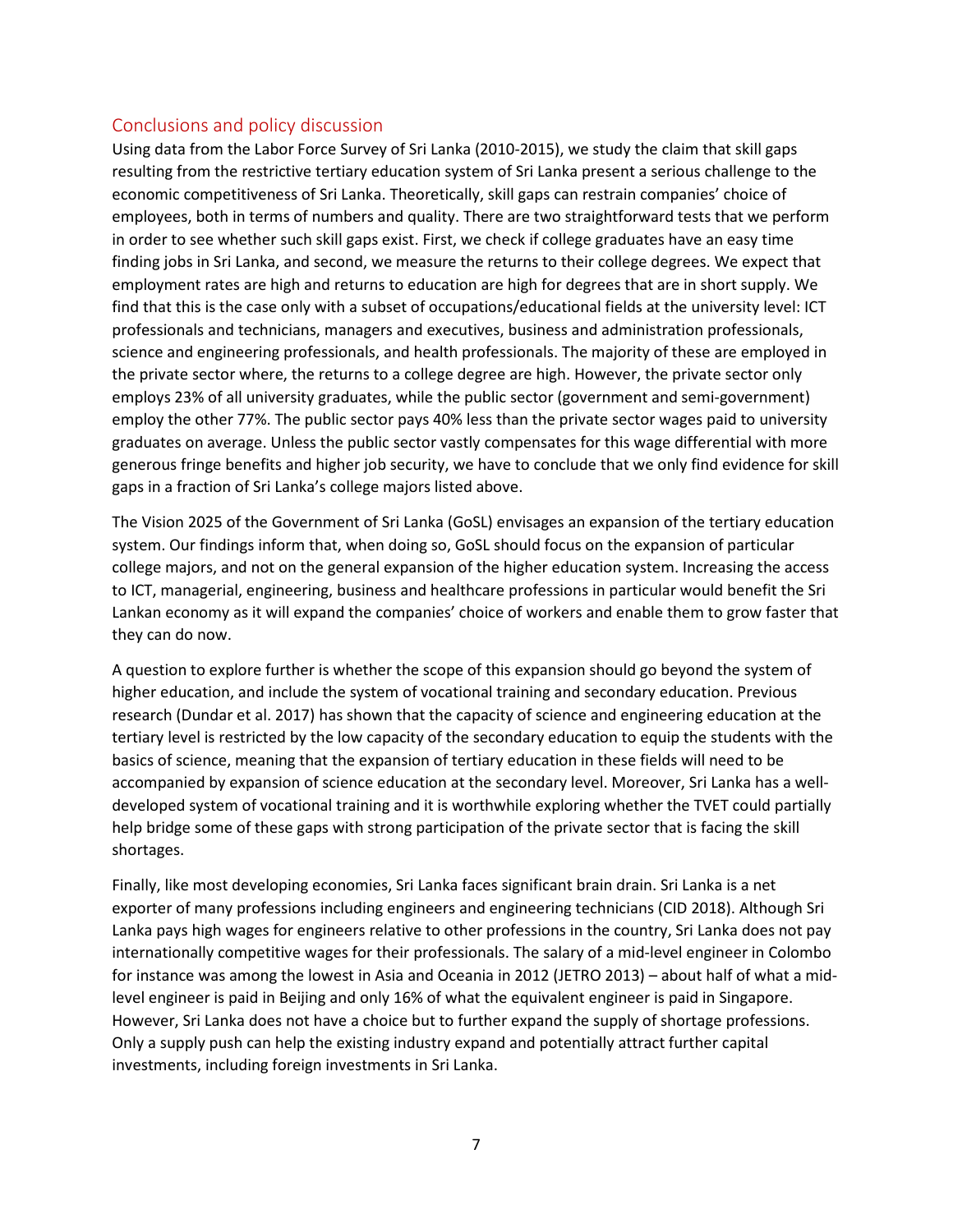## Conclusions and policy discussion

Using data from the Labor Force Survey of Sri Lanka (2010-2015), we study the claim that skill gaps resulting from the restrictive tertiary education system of Sri Lanka present a serious challenge to the economic competitiveness of Sri Lanka. Theoretically, skill gaps can restrain companies' choice of employees, both in terms of numbers and quality. There are two straightforward tests that we perform in order to see whether such skill gaps exist. First, we check if college graduates have an easy time finding jobs in Sri Lanka, and second, we measure the returns to their college degrees. We expect that employment rates are high and returns to education are high for degrees that are in short supply. We find that this is the case only with a subset of occupations/educational fields at the university level: ICT professionals and technicians, managers and executives, business and administration professionals, science and engineering professionals, and health professionals. The majority of these are employed in the private sector where, the returns to a college degree are high. However, the private sector only employs 23% of all university graduates, while the public sector (government and semi-government) employ the other 77%. The public sector pays 40% less than the private sector wages paid to university graduates on average. Unless the public sector vastly compensates for this wage differential with more generous fringe benefits and higher job security, we have to conclude that we only find evidence for skill gaps in a fraction of Sri Lanka's college majors listed above.

The Vision 2025 of the Government of Sri Lanka (GoSL) envisages an expansion of the tertiary education system. Our findings inform that, when doing so, GoSL should focus on the expansion of particular college majors, and not on the general expansion of the higher education system. Increasing the access to ICT, managerial, engineering, business and healthcare professions in particular would benefit the Sri Lankan economy as it will expand the companies' choice of workers and enable them to grow faster that they can do now.

A question to explore further is whether the scope of this expansion should go beyond the system of higher education, and include the system of vocational training and secondary education. Previous research (Dundar et al. 2017) has shown that the capacity of science and engineering education at the tertiary level is restricted by the low capacity of the secondary education to equip the students with the basics of science, meaning that the expansion of tertiary education in these fields will need to be accompanied by expansion of science education at the secondary level. Moreover, Sri Lanka has a well-developed system of vocational training and it is worthwhile exploring whether the TVET could partially help bridge some of these gaps with strong participation of the private sector that is facing the skill shortages.

Finally, like most developing economies, Sri Lanka faces significant brain drain. Sri Lanka is a net exporter of many professions including engineers and engineering technicians (CID 2018). Although Sri Lanka pays high wages for engineers relative to other professions in the country, Sri Lanka does not pay internationally competitive wages for their professionals. The salary of a mid-level engineer in Colombo for instance was among the lowest in Asia and Oceania in 2012 (JETRO 2013) – about half of what a mid-level engineer is paid in Beijing and only 16% of what the equivalent engineer is paid in Singapore. However, Sri Lanka does not have a choice but to further expand the supply of shortage professions. Only a supply push can help the existing industry expand and potentially attract further capital investments, including foreign investments in Sri Lanka.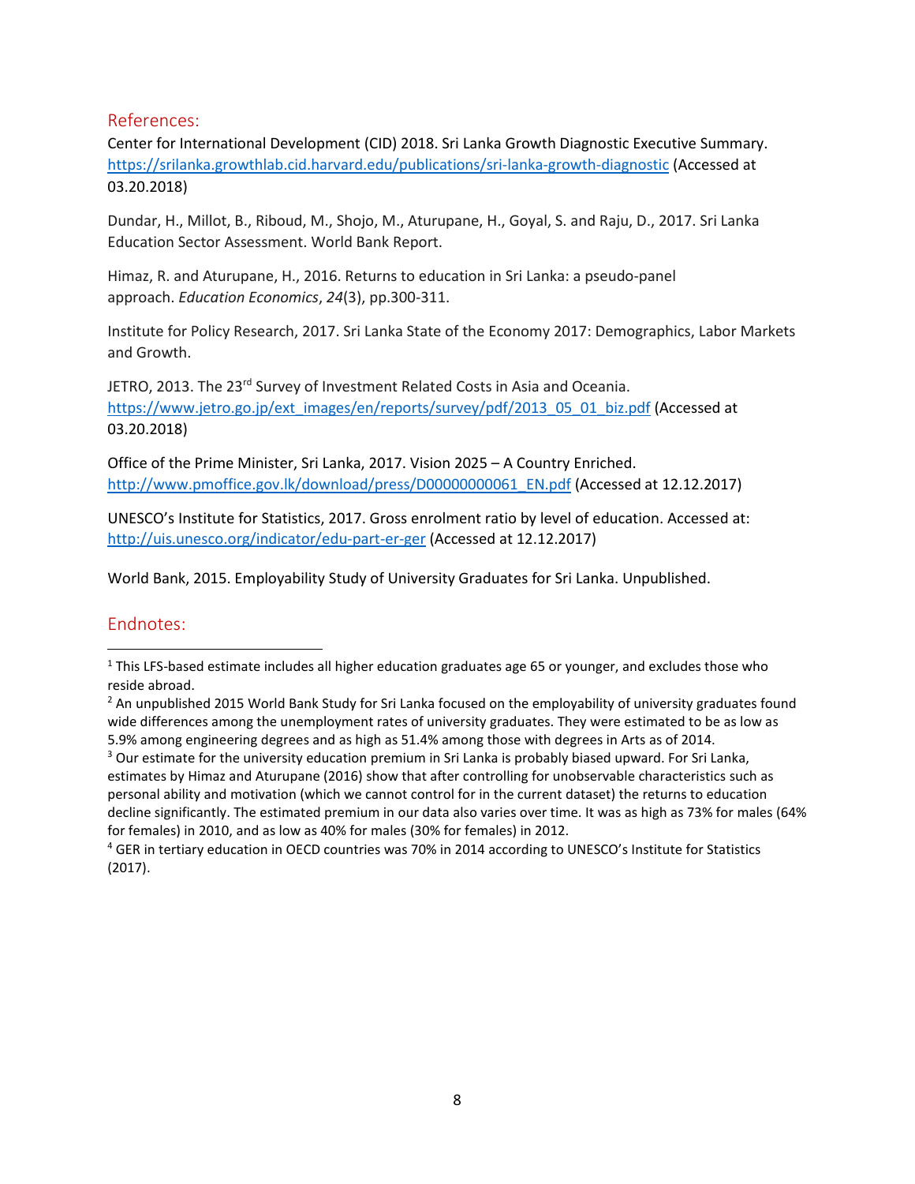## References:

Center for International Development (CID) 2018. Sri Lanka Growth Diagnostic Executive Summary. https://srilanka.growthlab.cid.harvard.edu/publications/sri-lanka-growth-diagnostic (Accessed at 03.20.2018)

Dundar, H., Millot, B., Riboud, M., Shojo, M., Aturupane, H., Goyal, S. and Raju, D., 2017. Sri Lanka Education Sector Assessment. World Bank Report.

Himaz, R. and Aturupane, H., 2016. Returns to education in Sri Lanka: a pseudo-panel approach. *Education Economics*, *24*(3), pp.300-311.

Institute for Policy Research, 2017. Sri Lanka State of the Economy 2017: Demographics, Labor Markets and Growth.

JETRO, 2013. The 23rd Survey of Investment Related Costs in Asia and Oceania. https://www.jetro.go.jp/ext_images/en/reports/survey/pdf/2013_05_01_biz.pdf (Accessed at 03.20.2018)

Office of the Prime Minister, Sri Lanka, 2017. Vision 2025 – A Country Enriched. http://www.pmoffice.gov.lk/download/press/D00000000061_EN.pdf (Accessed at 12.12.2017)

UNESCO's Institute for Statistics, 2017. Gross enrolment ratio by level of education. Accessed at: http://uis.unesco.org/indicator/edu-part-er-ger (Accessed at 12.12.2017)

World Bank, 2015. Employability Study of University Graduates for Sri Lanka. Unpublished.

## Endnotes:

[1] This LFS-based estimate includes all higher education graduates age 65 or younger, and excludes those who reside abroad.

[2] An unpublished 2015 World Bank Study for Sri Lanka focused on the employability of university graduates found wide differences among the unemployment rates of university graduates. They were estimated to be as low as 5.9% among engineering degrees and as high as 51.4% among those with degrees in Arts as of 2014.

[3] Our estimate for the university education premium in Sri Lanka is probably biased upward. For Sri Lanka, estimates by Himaz and Aturupane (2016) show that after controlling for unobservable characteristics such as personal ability and motivation (which we cannot control for in the current dataset) the returns to education decline significantly. The estimated premium in our data also varies over time. It was as high as 73% for males (64% for females) in 2010, and as low as 40% for males (30% for females) in 2012.

[4] GER in tertiary education in OECD countries was 70% in 2014 according to UNESCO's Institute for Statistics (2017).